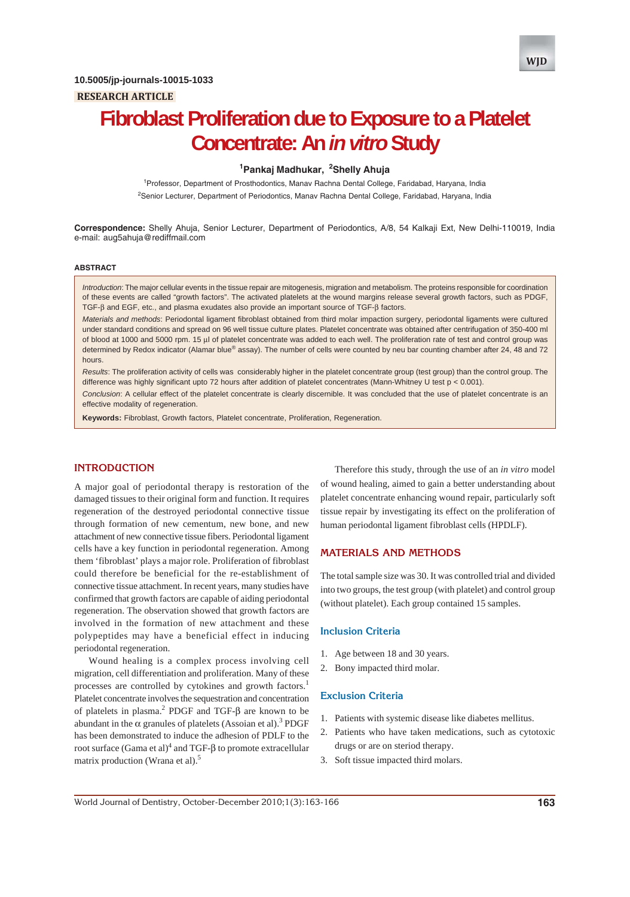10.5005/jp-journals-10015-1033

RESEARCH ARTICLE

# Fibroblast Proliferation due to Exposure to a Platelet Concentrate: An *in vitro* Study

[1]Pankaj Madhukar, [2]Shelly Ahuja

[1]Professor, Department of Prosthodontics, Manav Rachna Dental College, Faridabad, Haryana, India

[2]Senior Lecturer, Department of Periodontics, Manav Rachna Dental College, Faridabad, Haryana, India

**Correspondence:** Shelly Ahuja, Senior Lecturer, Department of Periodontics, A/8, 54 Kalkaji Ext, New Delhi-110019, India
e-mail: aug5ahuja@rediffmail.com

## ABSTRACT

*Introduction*: The major cellular events in the tissue repair are mitogenesis, migration and metabolism. The proteins responsible for coordination of these events are called "growth factors". The activated platelets at the wound margins release several growth factors, such as PDGF, TGF-β and EGF, etc., and plasma exudates also provide an important source of TGF-β factors.

*Materials and methods*: Periodontal ligament fibroblast obtained from third molar impaction surgery, periodontal ligaments were cultured under standard conditions and spread on 96 well tissue culture plates. Platelet concentrate was obtained after centrifugation of 350-400 ml of blood at 1000 and 5000 rpm. 15 μl of platelet concentrate was added to each well. The proliferation rate of test and control group was determined by Redox indicator (Alamar blue® assay). The number of cells were counted by neu bar counting chamber after 24, 48 and 72 hours.

*Results*: The proliferation activity of cells was considerably higher in the platelet concentrate group (test group) than the control group. The difference was highly significant upto 72 hours after addition of platelet concentrates (Mann-Whitney U test $p < 0.001$).

*Conclusion*: A cellular effect of the platelet concentrate is clearly discernible. It was concluded that the use of platelet concentrate is an effective modality of regeneration.

**Keywords:** Fibroblast, Growth factors, Platelet concentrate, Proliferation, Regeneration.

## INTRODUCTION

A major goal of periodontal therapy is restoration of the damaged tissues to their original form and function. It requires regeneration of the destroyed periodontal connective tissue through formation of new cementum, new bone, and new attachment of new connective tissue fibers. Periodontal ligament cells have a key function in periodontal regeneration. Among them 'fibroblast' plays a major role. Proliferation of fibroblast could therefore be beneficial for the re-establishment of connective tissue attachment. In recent years, many studies have confirmed that growth factors are capable of aiding periodontal regeneration. The observation showed that growth factors are involved in the formation of new attachment and these polypeptides may have a beneficial effect in inducing periodontal regeneration.

Wound healing is a complex process involving cell migration, cell differentiation and proliferation. Many of these processes are controlled by cytokines and growth factors.[1] Platelet concentrate involves the sequestration and concentration of platelets in plasma.[2] PDGF and TGF-β are known to be abundant in the α granules of platelets (Assoian et al).[3] PDGF has been demonstrated to induce the adhesion of PDLF to the root surface (Gama et al)[4] and TGF-β to promote extracellular matrix production (Wrana et al).[5]

Therefore this study, through the use of an *in vitro* model of wound healing, aimed to gain a better understanding about platelet concentrate enhancing wound repair, particularly soft tissue repair by investigating its effect on the proliferation of human periodontal ligament fibroblast cells (HPDLF).

## MATERIALS AND METHODS

The total sample size was 30. It was controlled trial and divided into two groups, the test group (with platelet) and control group (without platelet). Each group contained 15 samples.

### Inclusion Criteria

1. Age between 18 and 30 years.
2. Bony impacted third molar.

### Exclusion Criteria

1. Patients with systemic disease like diabetes mellitus.
2. Patients who have taken medications, such as cytotoxic drugs or are on steriod therapy.
3. Soft tissue impacted third molars.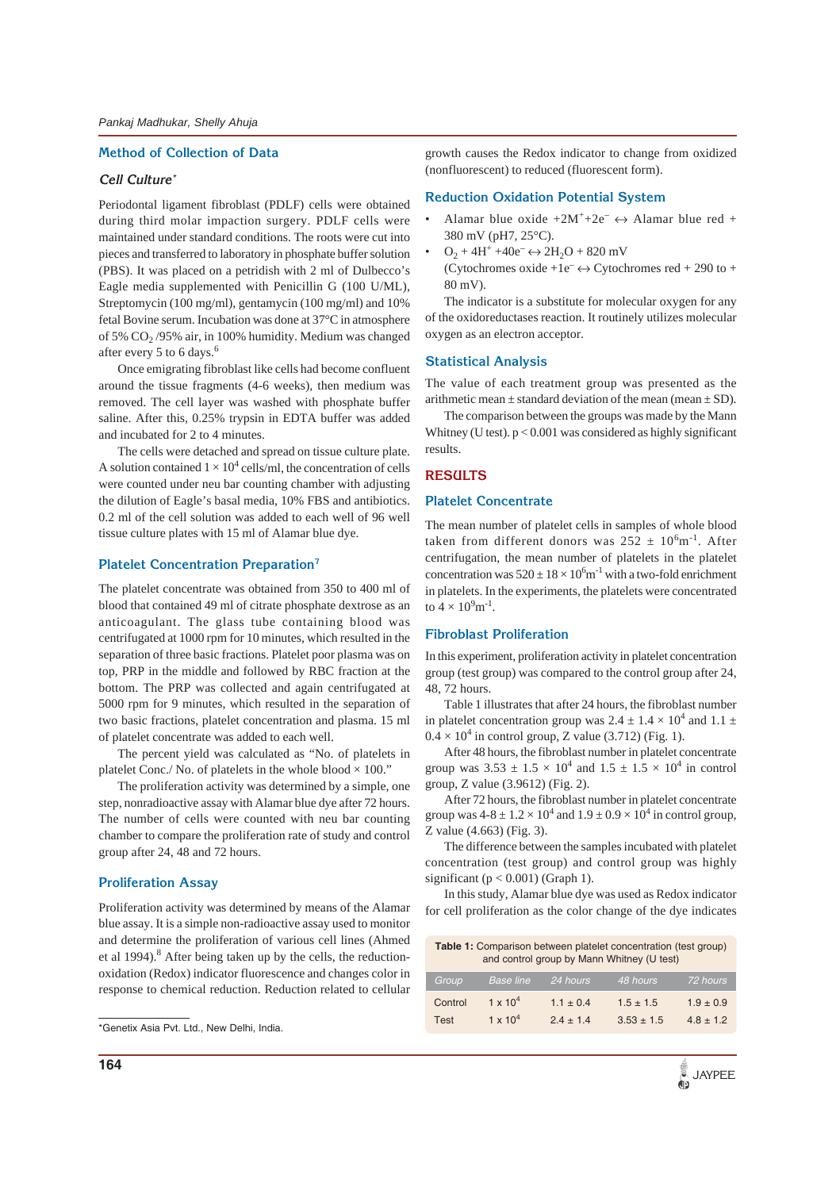## Method of Collection of Data

### *Cell Culture**

Periodontal ligament fibroblast (PDLF) cells were obtained during third molar impaction surgery. PDLF cells were maintained under standard conditions. The roots were cut into pieces and transferred to laboratory in phosphate buffer solution (PBS). It was placed on a petridish with 2 ml of Dulbecco's Eagle media supplemented with Penicillin G (100 U/ML), Streptomycin (100 mg/ml), gentamycin (100 mg/ml) and 10% fetal Bovine serum. Incubation was done at 37°C in atmosphere of 5% $CO_2$ /95% air, in 100% humidity. Medium was changed after every 5 to 6 days.[6]

Once emigrating fibroblast like cells had become confluent around the tissue fragments (4-6 weeks), then medium was removed. The cell layer was washed with phosphate buffer saline. After this, 0.25% trypsin in EDTA buffer was added and incubated for 2 to 4 minutes.

The cells were detached and spread on tissue culture plate. A solution contained $1 \times 10^4$ cells/ml, the concentration of cells were counted under neu bar counting chamber with adjusting the dilution of Eagle's basal media, 10% FBS and antibiotics. 0.2 ml of the cell solution was added to each well of 96 well tissue culture plates with 15 ml of Alamar blue dye.

## Platelet Concentration Preparation[7]

The platelet concentrate was obtained from 350 to 400 ml of blood that contained 49 ml of citrate phosphate dextrose as an anticoagulant. The glass tube containing blood was centrifugated at 1000 rpm for 10 minutes, which resulted in the separation of three basic fractions. Platelet poor plasma was on top, PRP in the middle and followed by RBC fraction at the bottom. The PRP was collected and again centrifugated at 5000 rpm for 9 minutes, which resulted in the separation of two basic fractions, platelet concentration and plasma. 15 ml of platelet concentrate was added to each well.

The percent yield was calculated as "No. of platelets in platelet Conc./ No. of platelets in the whole blood × 100."

The proliferation activity was determined by a simple, one step, nonradioactive assay with Alamar blue dye after 72 hours. The number of cells were counted with neu bar counting chamber to compare the proliferation rate of study and control group after 24, 48 and 72 hours.

## Proliferation Assay

Proliferation activity was determined by means of the Alamar blue assay. It is a simple non-radioactive assay used to monitor and determine the proliferation of various cell lines (Ahmed et al 1994).[8] After being taken up by the cells, the reduction-oxidation (Redox) indicator fluorescence and changes color in response to chemical reduction. Reduction related to cellular growth causes the Redox indicator to change from oxidized (nonfluorescent) to reduced (fluorescent form).

## Reduction Oxidation Potential System

- Alamar blue oxide $+2M^{+}+2e^{-} \leftrightarrow$ Alamar blue red + 380 mV (pH7, 25°C).
- $O_2 + 4H^{+} + 40e^{-} \leftrightarrow 2H_2O$ + 820 mV
  (Cytochromes oxide $+1e^{-} \leftrightarrow$ Cytochromes red + 290 to + 80 mV).

The indicator is a substitute for molecular oxygen for any of the oxidoreductases reaction. It routinely utilizes molecular oxygen as an electron acceptor.

## Statistical Analysis

The value of each treatment group was presented as the arithmetic mean ± standard deviation of the mean (mean ± SD).

The comparison between the groups was made by the Mann Whitney (U test). $p < 0.001$ was considered as highly significant results.

# RESULTS

## Platelet Concentrate

The mean number of platelets cells in samples of whole blood taken from different donors was $252 \pm 10^6 m^{-1}$. After centrifugation, the mean number of platelets in the platelet concentration was $520 \pm 18 \times 10^6 m^{-1}$ with a two-fold enrichment in platelets. In the experiments, the platelets were concentrated to $4 \times 10^9 m^{-1}$.

## Fibroblast Proliferation

In this experiment, proliferation activity in platelet concentration group (test group) was compared to the control group after 24, 48, 72 hours.

Table 1 illustrates that after 24 hours, the fibroblast number in platelet concentration group was $2.4 \pm 1.4 \times 10^4$ and $1.1 \pm 0.4 \times 10^4$ in control group, Z value (3.712) (Fig. 1).

After 48 hours, the fibroblast number in platelet concentrate group was $3.53 \pm 1.5 \times 10^4$ and $1.5 \pm 1.5 \times 10^4$ in control group, Z value (3.9612) (Fig. 2).

After 72 hours, the fibroblast number in platelet concentrate group was $4\text{-}8 \pm 1.2 \times 10^4$ and $1.9 \pm 0.9 \times 10^4$ in control group, Z value (4.663) (Fig. 3).

The difference between the samples incubated with platelet concentration (test group) and control group was highly significant ($p < 0.001$) (Graph 1).

In this study, Alamar blue dye was used as Redox indicator for cell proliferation as the color change of the dye indicates

**Table 1:** Comparison between platelet concentration (test group) and control group by Mann Whitney (U test)

| Group | Base line | 24 hours | 48 hours | 72 hours |
|---|---|---|---|---|
| Control | $1 \times 10^4$ | 1.1 ± 0.4 | 1.5 ± 1.5 | 1.9 ± 0.9 |
| Test | $1 \times 10^4$ | 2.4 ± 1.4 | 3.53 ± 1.5 | 4.8 ± 1.2 |

*Genetix Asia Pvt. Ltd., New Delhi, India.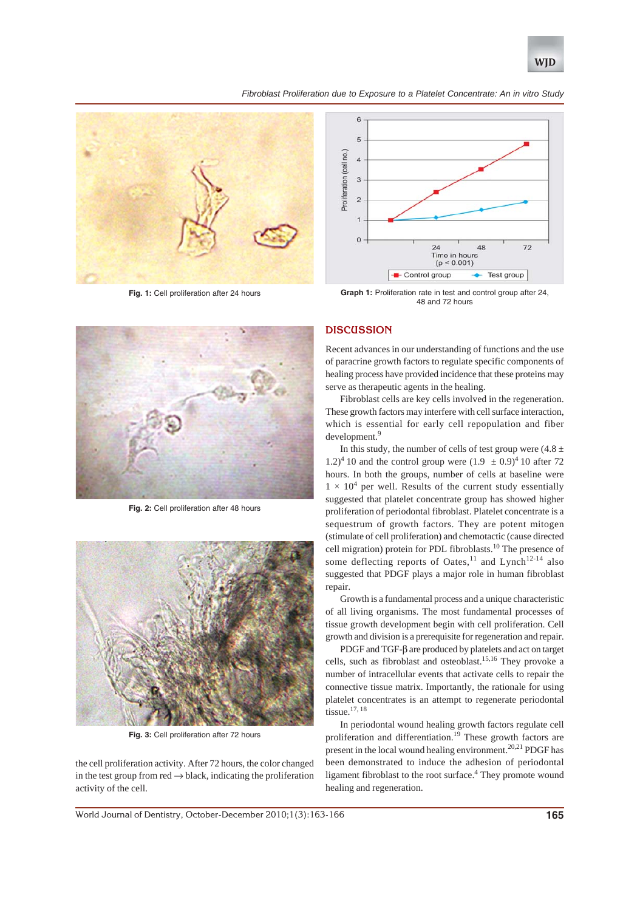Fig. 1: Cell proliferation after 24 hours

Graph 1: Proliferation rate in test and control group after 24, 48 and 72 hours

Fig. 2: Cell proliferation after 48 hours

Fig. 3: Cell proliferation after 72 hours

the cell proliferation activity. After 72 hours, the color changed in the test group from red → black, indicating the proliferation activity of the cell.

## DISCUSSION

Recent advances in our understanding of functions and the use of paracrine growth factors to regulate specific components of healing process have provided incidence that these proteins may serve as therapeutic agents in the healing.

Fibroblast cells are key cells involved in the regeneration. These growth factors may interfere with cell surface interaction, which is essential for early cell repopulation and fiber development.[9]

In this study, the number of cells of test group were $(4.8 \pm 1.2)^4$ 10 and the control group were $(1.9 \pm 0.9)^4$ 10 after 72 hours. In both the groups, number of cells at baseline were $1 \times 10^4$ per well. Results of the current study essentially suggested that platelet concentrate group has showed higher proliferation of periodontal fibroblast. Platelet concentrate is a sequestrum of growth factors. They are potent mitogen (stimulate of cell proliferation) and chemotactic (cause directed cell migration) protein for PDL fibroblasts.[10] The presence of some deflecting reports of Oates,[11] and Lynch[12-14] also suggested that PDGF plays a major role in human fibroblast repair.

Growth is a fundamental process and a unique characteristic of all living organisms. The most fundamental processes of tissue growth development begin with cell proliferation. Cell growth and division is a prerequisite for regeneration and repair.

PDGF and TGF-β are produced by platelets and act on target cells, such as fibroblast and osteoblast.[15,16] They provoke a number of intracellular events that activate cells to repair the connective tissue matrix. Importantly, the rationale for using platelet concentrates is an attempt to regenerate periodontal tissue.[17,18]

In periodontal wound healing growth factors regulate cell proliferation and differentiation.[19] These growth factors are present in the local wound healing environment.[20,21] PDGF has been demonstrated to induce the adhesion of periodontal ligament fibroblast to the root surface.[4] They promote wound healing and regeneration.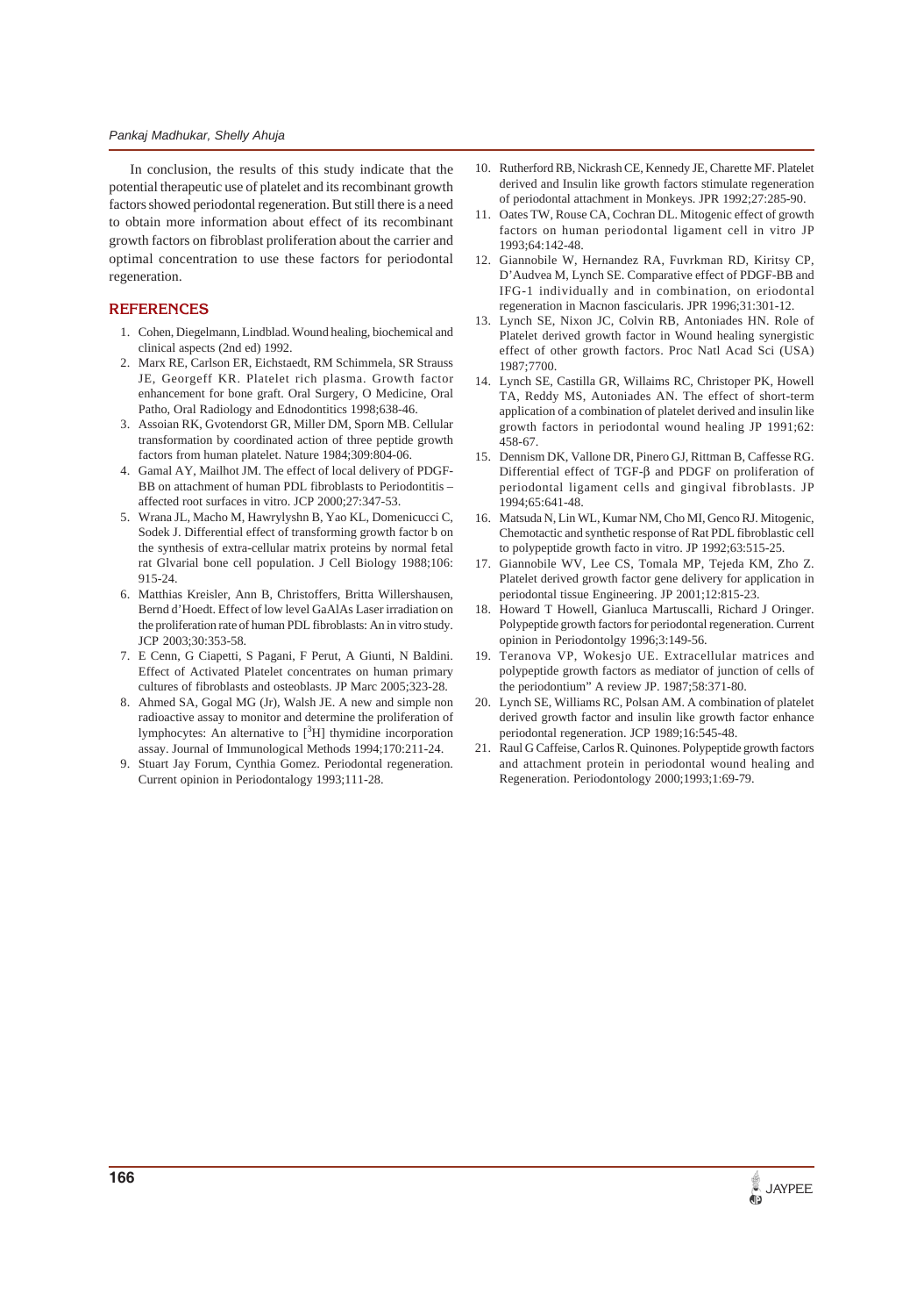In conclusion, the results of this study indicate that the potential therapeutic use of platelet and its recombinant growth factors showed periodontal regeneration. But still there is a need to obtain more information about effect of its recombinant growth factors on fibroblast proliferation about the carrier and optimal concentration to use these factors for periodontal regeneration.

## REFERENCES

1. Cohen, Diegelmann, Lindblad. Wound healing, biochemical and clinical aspects (2nd ed) 1992.
2. Marx RE, Carlson ER, Eichstaedt, RM Schimmela, SR Strauss JE, Georgeff KR. Platelet rich plasma. Growth factor enhancement for bone graft. Oral Surgery, O Medicine, Oral Patho, Oral Radiology and Ednodontitics 1998;638-46.
3. Assoian RK, Gvotendorst GR, Miller DM, Sporn MB. Cellular transformation by coordinated action of three peptide growth factors from human platelet. Nature 1984;309:804-06.
4. Gamal AY, Mailhot JM. The effect of local delivery of PDGF-BB on attachment of human PDL fibroblasts to Periodontitis – affected root surfaces in vitro. JCP 2000;27:347-53.
5. Wrana JL, Macho M, Hawrylyshn B, Yao KL, Domenicucci C, Sodek J. Differential effect of transforming growth factor b on the synthesis of extra-cellular matrix proteins by normal fetal rat Glvarial bone cell population. J Cell Biology 1988;106: 915-24.
6. Matthias Kreisler, Ann B, Christoffers, Britta Willershausen, Bernd d'Hoedt. Effect of low level GaAlAs Laser irradiation on the proliferation rate of human PDL fibroblasts: An in vitro study. JCP 2003;30:353-58.
7. E Cenn, G Ciapetti, S Pagani, F Perut, A Giunti, N Baldini. Effect of Activated Platelet concentrates on human primary cultures of fibroblasts and osteoblasts. JP Marc 2005;323-28.
8. Ahmed SA, Gogal MG (Jr), Walsh JE. A new and simple non radioactive assay to monitor and determine the proliferation of lymphocytes: An alternative to [$^{3}$H] thymidine incorporation assay. Journal of Immunological Methods 1994;170:211-24.
9. Stuart Jay Forum, Cynthia Gomez. Periodontal regeneration. Current opinion in Periodontalogy 1993;111-28.
10. Rutherford RB, Nickrash CE, Kennedy JE, Charette MF. Platelet derived and Insulin like growth factors stimulate regeneration of periodontal attachment in Monkeys. JPR 1992;27:285-90.
11. Oates TW, Rouse CA, Cochran DL. Mitogenic effect of growth factors on human periodontal ligament cell in vitro JP 1993;64:142-48.
12. Giannobile W, Hernandez RA, Fuvrkman RD, Kiritsy CP, D'Audvea M, Lynch SE. Comparative effect of PDGF-BB and IFG-1 individually and in combination, on eriodontal regeneration in Macnon fascicularis. JPR 1996;31:301-12.
13. Lynch SE, Nixon JC, Colvin RB, Antoniades HN. Role of Platelet derived growth factor in Wound healing synergistic effect of other growth factors. Proc Natl Acad Sci (USA) 1987;7700.
14. Lynch SE, Castilla GR, Willaims RC, Christoper PK, Howell TA, Reddy MS, Autoniades AN. The effect of short-term application of a combination of platelet derived and insulin like growth factors in periodontal wound healing JP 1991;62: 458-67.
15. Dennism DK, Vallone DR, Pinero GJ, Rittman B, Caffesse RG. Differential effect of TGF-β and PDGF on proliferation of periodontal ligament cells and gingival fibroblasts. JP 1994;65:641-48.
16. Matsuda N, Lin WL, Kumar NM, Cho MI, Genco RJ. Mitogenic, Chemotactic and synthetic response of Rat PDL fibroblastic cell to polypeptide growth facto in vitro. JP 1992;63:515-25.
17. Giannobile WV, Lee CS, Tomala MP, Tejeda KM, Zho Z. Platelet derived growth factor gene delivery for application in periodontal tissue Engineering. JP 2001;12:815-23.
18. Howard T Howell, Gianluca Martuscalli, Richard J Oringer. Polypeptide growth factors for periodontal regeneration. Current opinion in Periodontolgy 1996;3:149-56.
19. Teranova VP, Wokesjo UE. Extracellular matrices and polypeptide growth factors as mediator of junction of cells of the periodontium" A review JP. 1987;58:371-80.
20. Lynch SE, Williams RC, Polsan AM. A combination of platelet derived growth factor and insulin like growth factor enhance periodontal regeneration. JCP 1989;16:545-48.
21. Raul G Caffeise, Carlos R. Quinones. Polypeptide growth factors and attachment protein in periodontal wound healing and Regeneration. Periodontology 2000;1993;1:69-79.